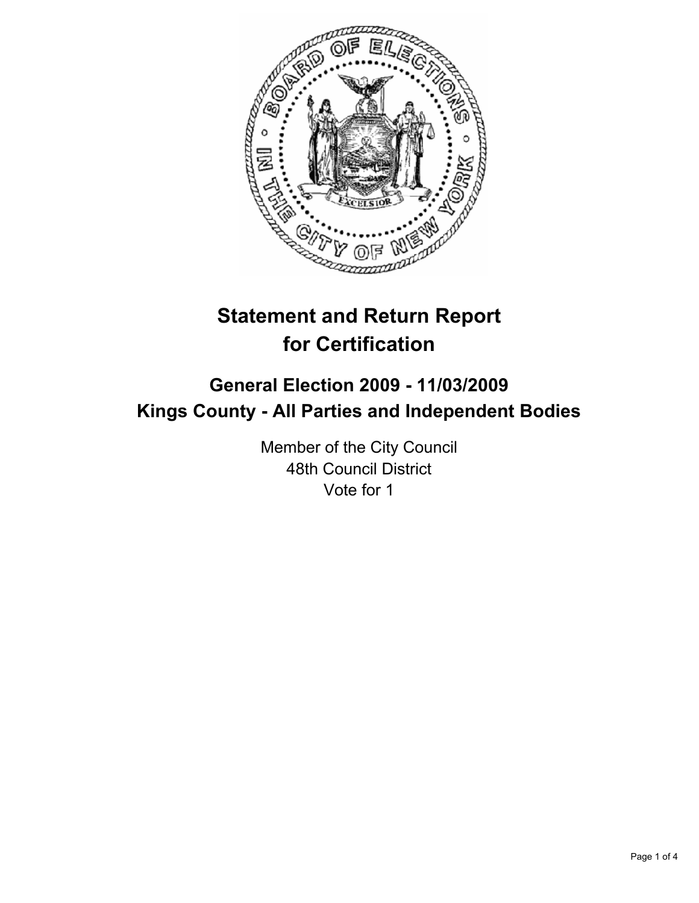# Statement and Return Report for Certification

## General Election 2009 - 11/03/2009
## Kings County - All Parties and Independent Bodies

Member of the City Council
48th Council District
Vote for 1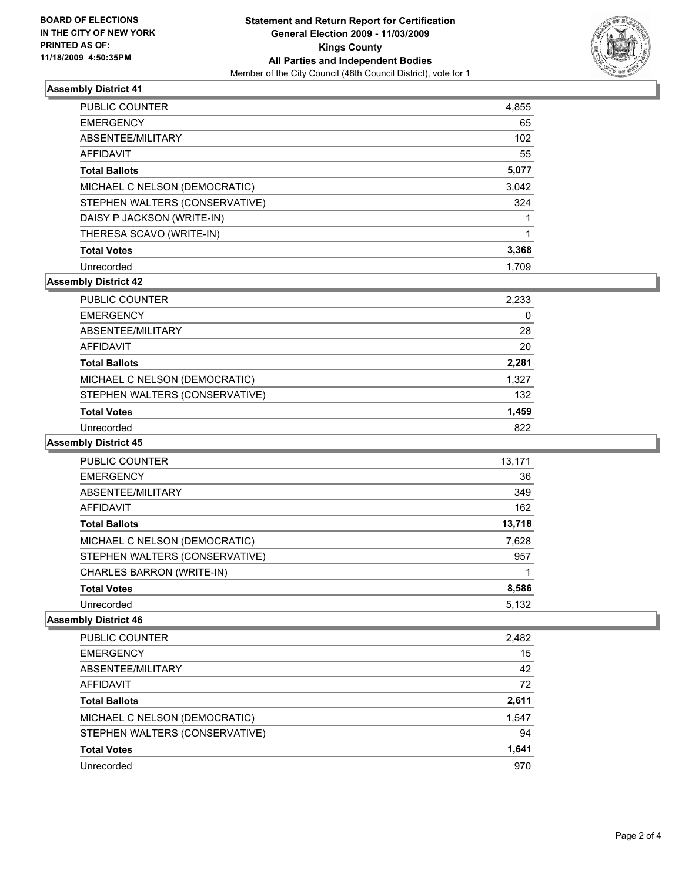**BOARD OF ELECTIONS IN THE CITY OF NEW YORK PRINTED AS OF: 11/18/2009 4:50:35PM**

**Statement and Return Report for Certification General Election 2009 - 11/03/2009 Kings County All Parties and Independent Bodies**

Member of the City Council (48th Council District), vote for 1

## Assembly District 41

| | |
|---|---|
| PUBLIC COUNTER | 4,855 |
| EMERGENCY | 65 |
| ABSENTEE/MILITARY | 102 |
| AFFIDAVIT | 55 |
| **Total Ballots** | **5,077** |
| MICHAEL C NELSON (DEMOCRATIC) | 3,042 |
| STEPHEN WALTERS (CONSERVATIVE) | 324 |
| DAISY P JACKSON (WRITE-IN) | 1 |
| THERESA SCAVO (WRITE-IN) | 1 |
| **Total Votes** | **3,368** |
| Unrecorded | 1,709 |

## Assembly District 42

| | |
|---|---|
| PUBLIC COUNTER | 2,233 |
| EMERGENCY | 0 |
| ABSENTEE/MILITARY | 28 |
| AFFIDAVIT | 20 |
| **Total Ballots** | **2,281** |
| MICHAEL C NELSON (DEMOCRATIC) | 1,327 |
| STEPHEN WALTERS (CONSERVATIVE) | 132 |
| **Total Votes** | **1,459** |
| Unrecorded | 822 |

## Assembly District 45

| | |
|---|---|
| PUBLIC COUNTER | 13,171 |
| EMERGENCY | 36 |
| ABSENTEE/MILITARY | 349 |
| AFFIDAVIT | 162 |
| **Total Ballots** | **13,718** |
| MICHAEL C NELSON (DEMOCRATIC) | 7,628 |
| STEPHEN WALTERS (CONSERVATIVE) | 957 |
| CHARLES BARRON (WRITE-IN) | 1 |
| **Total Votes** | **8,586** |
| Unrecorded | 5,132 |

## Assembly District 46

| | |
|---|---|
| PUBLIC COUNTER | 2,482 |
| EMERGENCY | 15 |
| ABSENTEE/MILITARY | 42 |
| AFFIDAVIT | 72 |
| **Total Ballots** | **2,611** |
| MICHAEL C NELSON (DEMOCRATIC) | 1,547 |
| STEPHEN WALTERS (CONSERVATIVE) | 94 |
| **Total Votes** | **1,641** |
| Unrecorded | 970 |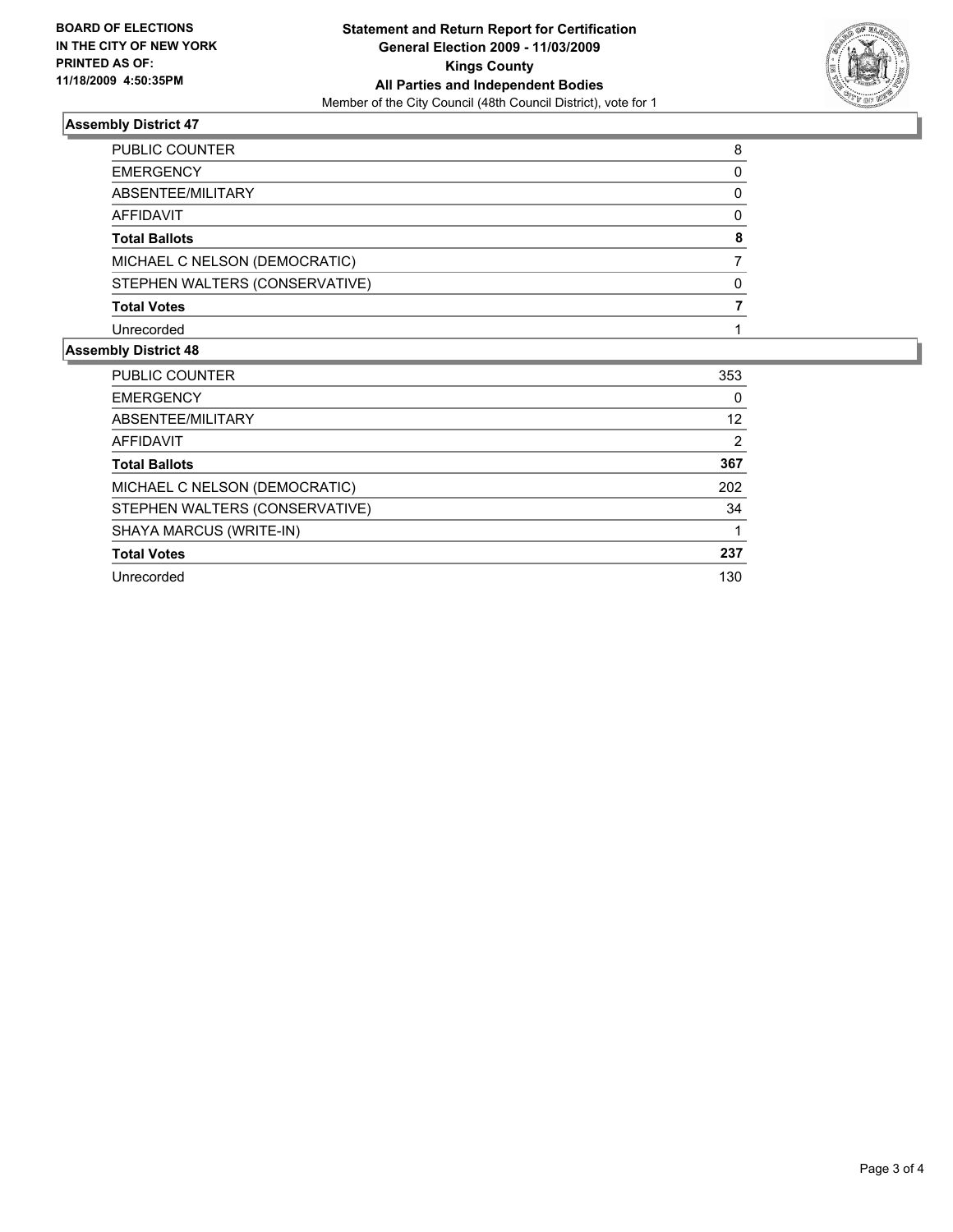**BOARD OF ELECTIONS IN THE CITY OF NEW YORK PRINTED AS OF: 11/18/2009 4:50:35PM**

**Statement and Return Report for Certification**
**General Election 2009 - 11/03/2009**
**Kings County**
**All Parties and Independent Bodies**
Member of the City Council (48th Council District), vote for 1

## Assembly District 47

| | |
|---|---|
| PUBLIC COUNTER | 8 |
| EMERGENCY | 0 |
| ABSENTEE/MILITARY | 0 |
| AFFIDAVIT | 0 |
| **Total Ballots** | **8** |
| MICHAEL C NELSON (DEMOCRATIC) | 7 |
| STEPHEN WALTERS (CONSERVATIVE) | 0 |
| **Total Votes** | **7** |
| Unrecorded | 1 |

## Assembly District 48

| | |
|---|---|
| PUBLIC COUNTER | 353 |
| EMERGENCY | 0 |
| ABSENTEE/MILITARY | 12 |
| AFFIDAVIT | 2 |
| **Total Ballots** | **367** |
| MICHAEL C NELSON (DEMOCRATIC) | 202 |
| STEPHEN WALTERS (CONSERVATIVE) | 34 |
| SHAYA MARCUS (WRITE-IN) | 1 |
| **Total Votes** | **237** |
| Unrecorded | 130 |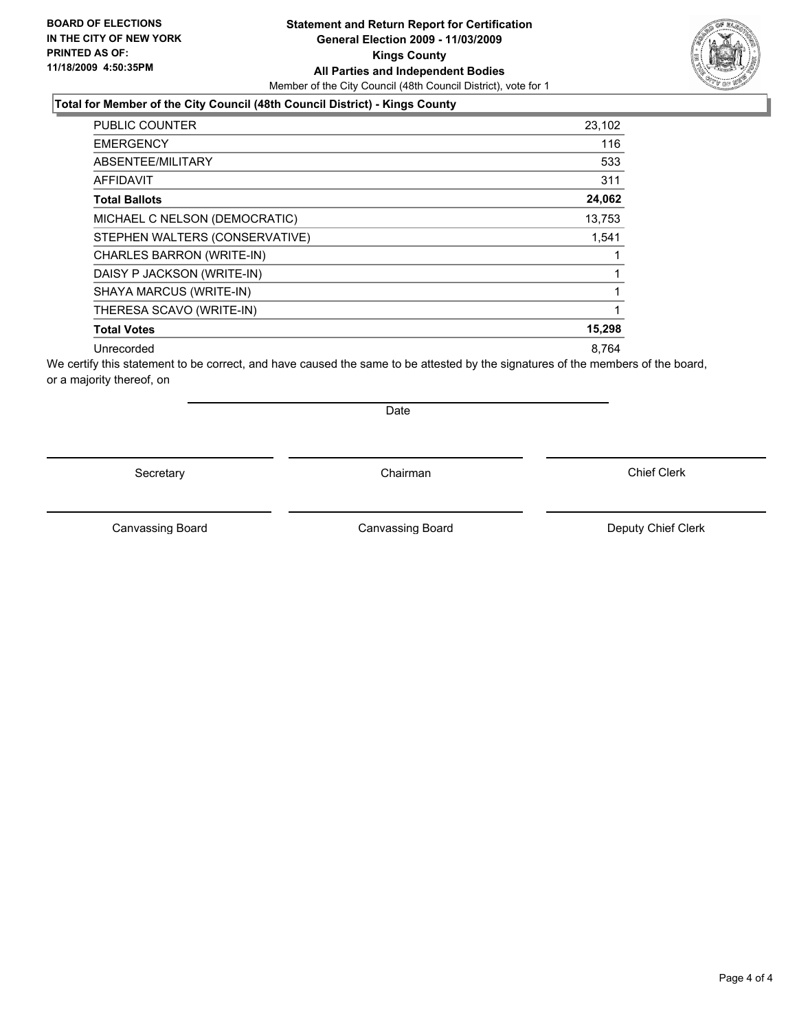**BOARD OF ELECTIONS IN THE CITY OF NEW YORK PRINTED AS OF: 11/18/2009 4:50:35PM**

**Statement and Return Report for Certification**
**General Election 2009 - 11/03/2009**
**Kings County**
**All Parties and Independent Bodies**
Member of the City Council (48th Council District), vote for 1

**Total for Member of the City Council (48th Council District) - Kings County**

| | |
|---|---|
| PUBLIC COUNTER | 23,102 |
| EMERGENCY | 116 |
| ABSENTEE/MILITARY | 533 |
| AFFIDAVIT | 311 |
| **Total Ballots** | **24,062** |
| MICHAEL C NELSON (DEMOCRATIC) | 13,753 |
| STEPHEN WALTERS (CONSERVATIVE) | 1,541 |
| CHARLES BARRON (WRITE-IN) | 1 |
| DAISY P JACKSON (WRITE-IN) | 1 |
| SHAYA MARCUS (WRITE-IN) | 1 |
| THERESA SCAVO (WRITE-IN) | 1 |
| **Total Votes** | **15,298** |
| Unrecorded | 8,764 |

We certify this statement to be correct, and have caused the same to be attested by the signatures of the members of the board, or a majority thereof, on

Date

Secretary | Chairman | Chief Clerk

Canvassing Board | Canvassing Board | Deputy Chief Clerk